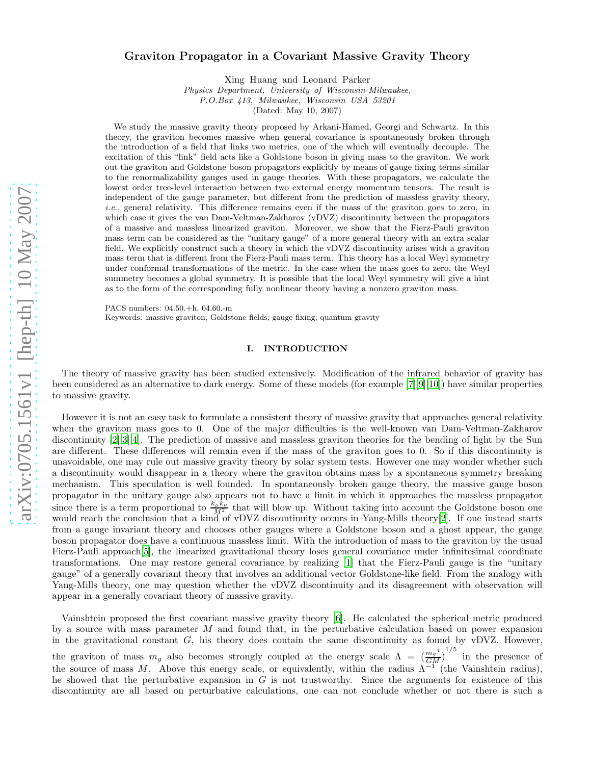# Graviton Propagator in a Covariant Massive Gravity Theory

Xing Huang and Leonard Parker

*Physics Department, University of Wisconsin-Milwaukee,*
*P.O.Box 413, Milwaukee, Wisconsin USA 53201*

(Dated: May 10, 2007)

We study the massive gravity theory proposed by Arkani-Hamed, Georgi and Schwartz. In this theory, the graviton becomes massive when general covariance is spontaneously broken through the introduction of a field that links two metrics, one of the which will eventually decouple. The excitation of this "link" field acts like a Goldstone boson in giving mass to the graviton. We work out the graviton and Goldstone boson propagators explicitly by means of gauge fixing terms similar to the renormalizability gauges used in gauge theories. With these propagators, we calculate the lowest order tree-level interaction between two external energy momentum tensors. The result is independent of the gauge parameter, but different from the prediction of massless gravity theory, *i.e.,* general relativity. This difference remains even if the mass of the graviton goes to zero, in which case it gives the van Dam-Veltman-Zakharov (vDVZ) discontinuity between the propagators of a massive and massless linearized graviton. Moreover, we show that the Fierz-Pauli graviton mass term can be considered as the "unitary gauge" of a more general theory with an extra scalar field. We explicitly construct such a theory in which the vDVZ discontinuity arises with a graviton mass term that is different from the Fierz-Pauli mass term. This theory has a local Weyl symmetry under conformal transformations of the metric. In the case when the mass goes to zero, the Weyl summetry becomes a global symmetry. It is possible that the local Weyl symmetry will give a hint as to the form of the corresponding fully nonlinear theory having a nonzero graviton mass.

PACS numbers: 04.50.+h, 04.60.-m

Keywords: massive graviton; Goldstone fields; gauge fixing; quantum gravity

## I. INTRODUCTION

The theory of massive gravity has been studied extensively. Modification of the infrared behavior of gravity has been considered as an alternative to dark energy. Some of these models (for example [7][9][10]) have similar properties to massive gravity.

However it is not an easy task to formulate a consistent theory of massive gravity that approaches general relativity when the graviton mass goes to 0. One of the major difficulties is the well-known van Dam-Veltman-Zakharov discontinuity [2][3][4]. The prediction of massive and massless graviton theories for the bending of light by the Sun are different. These differences will remain even if the mass of the graviton goes to 0. So if this discontinuity is unavoidable, one may rule out massive gravity theory by solar system tests. However one may wonder whether such a discontinuity would disappear in a theory where the graviton obtains mass by a spontaneous symmetry breaking mechanism. This speculation is well founded. In spontaneously broken gauge theory, the massive gauge boson propagator in the unitary gauge also appears not to have a limit in which it approaches the massless propagator since there is a term proportional to $\frac{k_\mu k_\nu}{M^2}$ that will blow up. Without taking into account the Goldstone boson one would reach the conclusion that a kind of vDVZ discontinuity occurs in Yang-Mills theory[2]. If one instead starts from a gauge invariant theory and chooses other gauges where a Goldstone boson and a ghost appear, the gauge boson propagator does have a continuous massless limit. With the introduction of mass to the graviton by the usual Fierz-Pauli approach[5], the linearized gravitational theory loses general covariance under infinitesimal coordinate transformations. One may restore general covariance by realizing [1] that the Fierz-Pauli gauge is the "unitary gauge" of a generally covariant theory that involves an additional vector Goldstone-like field. From the analogy with Yang-Mills theory, one may question whether the vDVZ discontinuity and its disagreement with observation will appear in a generally covariant theory of massive gravity.

Vainshtein proposed the first covariant massive gravity theory [6]. He calculated the spherical metric produced by a source with mass parameter $M$ and found that, in the perturbative calculation based on power expansion in the gravitational constant $G$, his theory does contain the same discontinuity as found by vDVZ. However, the graviton of mass $m_g$ also becomes strongly coupled at the energy scale $\Lambda = \left(\frac{m_g{}^4}{GM}\right)^{1/5}$ in the presence of the source of mass $M$. Above this energy scale, or equivalently, within the radius $\Lambda^{-1}$ (the Vainshtein radius), he showed that the perturbative expansion in $G$ is not trustworthy. Since the arguments for existence of this discontinuity are all based on perturbative calculations, one can not conclude whether or not there is such a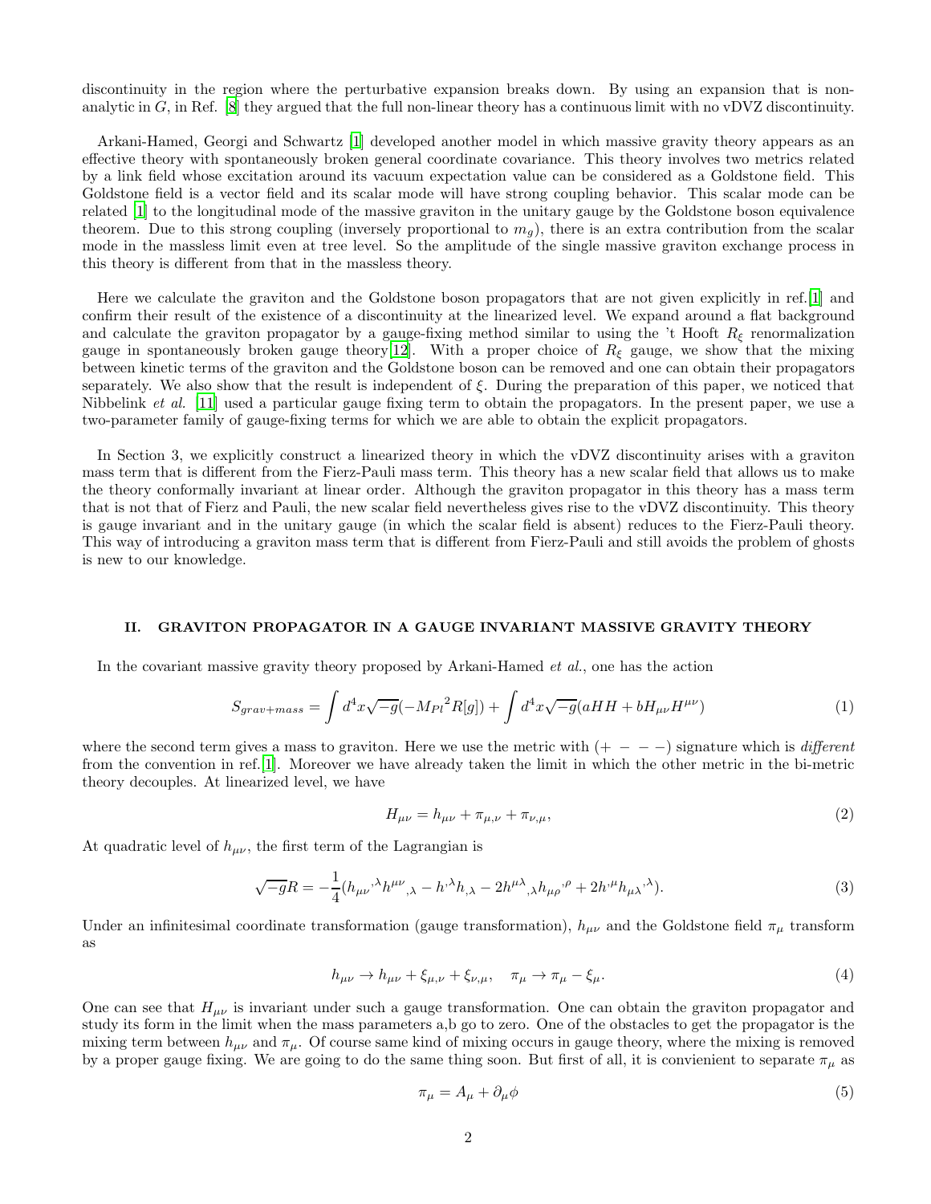discontinuity in the region where the perturbative expansion breaks down. By using an expansion that is non-analytic in $G$, in Ref. [8] they argued that the full non-linear theory has a continuous limit with no vDVZ discontinuity.

Arkani-Hamed, Georgi and Schwartz [1] developed another model in which massive gravity theory appears as an effective theory with spontaneously broken general coordinate covariance. This theory involves two metrics related by a link field whose excitation around its vacuum expectation value can be considered as a Goldstone field. This Goldstone field is a vector field and its scalar mode will have strong coupling behavior. This scalar mode can be related [1] to the longitudinal mode of the massive graviton in the unitary gauge by the Goldstone boson equivalence theorem. Due to this strong coupling (inversely proportional to $m_g$), there is an extra contribution from the scalar mode in the massless limit even at tree level. So the amplitude of the single massive graviton exchange process in this theory is different from that in the massless theory.

Here we calculate the graviton and the Goldstone boson propagators that are not given explicitly in ref.[1] and confirm their result of the existence of a discontinuity at the linearized level. We expand around a flat background and calculate the graviton propagator by a gauge-fixing method similar to using the 't Hooft $R_\xi$ renormalization gauge in spontaneously broken gauge theory[12]. With a proper choice of $R_\xi$ gauge, we show that the mixing between kinetic terms of the graviton and the Goldstone boson can be removed and one can obtain their propagators separately. We also show that the result is independent of $\xi$. During the preparation of this paper, we noticed that Nibbelink *et al.* [11] used a particular gauge fixing term to obtain the propagators. In the present paper, we use a two-parameter family of gauge-fixing terms for which we are able to obtain the explicit propagators.

In Section 3, we explicitly construct a linearized theory in which the vDVZ discontinuity arises with a graviton mass term that is different from the Fierz-Pauli mass term. This theory has a new scalar field that allows us to make the theory conformally invariant at linear order. Although the graviton propagator in this theory has a mass term that is not that of Fierz and Pauli, the new scalar field nevertheless gives rise to the vDVZ discontinuity. This theory is gauge invariant and in the unitary gauge (in which the scalar field is absent) reduces to the Fierz-Pauli theory. This way of introducing a graviton mass term that is different from Fierz-Pauli and still avoids the problem of ghosts is new to our knowledge.

## II. GRAVITON PROPAGATOR IN A GAUGE INVARIANT MASSIVE GRAVITY THEORY

In the covariant massive gravity theory proposed by Arkani-Hamed *et al.*, one has the action

$$S_{grav+mass} = \int d^4x\sqrt{-g}(-{M_{Pl}}^2 R[g]) + \int d^4x\sqrt{-g}(aHH + bH_{\mu\nu}H^{\mu\nu}) \tag{1}$$

where the second term gives a mass to graviton. Here we use the metric with $(+\ -\ -\ -)$ signature which is *different* from the convention in ref.[1]. Moreover we have already taken the limit in which the other metric in the bi-metric theory decouples. At linearized level, we have

$$H_{\mu\nu} = h_{\mu\nu} + \pi_{\mu,\nu} + \pi_{\nu,\mu}, \tag{2}$$

At quadratic level of $h_{\mu\nu}$, the first term of the Lagrangian is

$$\sqrt{-g}R = -\frac{1}{4}(h_{\mu\nu}{}^{,\lambda}h^{\mu\nu}{}_{,\lambda} - h^{,\lambda}h_{,\lambda} - 2h^{\mu\lambda}{}_{,\lambda}h_{\mu\rho}{}^{,\rho} + 2h^{,\mu}h_{\mu\lambda}{}^{,\lambda}). \tag{3}$$

Under an infinitesimal coordinate transformation (gauge transformation), $h_{\mu\nu}$ and the Goldstone field $\pi_\mu$ transform as

$$h_{\mu\nu} \to h_{\mu\nu} + \xi_{\mu,\nu} + \xi_{\nu,\mu}, \quad \pi_\mu \to \pi_\mu - \xi_\mu. \tag{4}$$

One can see that $H_{\mu\nu}$ is invariant under such a gauge transformation. One can obtain the graviton propagator and study its form in the limit when the mass parameters a,b go to zero. One of the obstacles to get the propagator is the mixing term between $h_{\mu\nu}$ and $\pi_\mu$. Of course same kind of mixing occurs in gauge theory, where the mixing is removed by a proper gauge fixing. We are going to do the same thing soon. But first of all, it is convienient to separate $\pi_\mu$ as

$$\pi_\mu = A_\mu + \partial_\mu\phi \tag{5}$$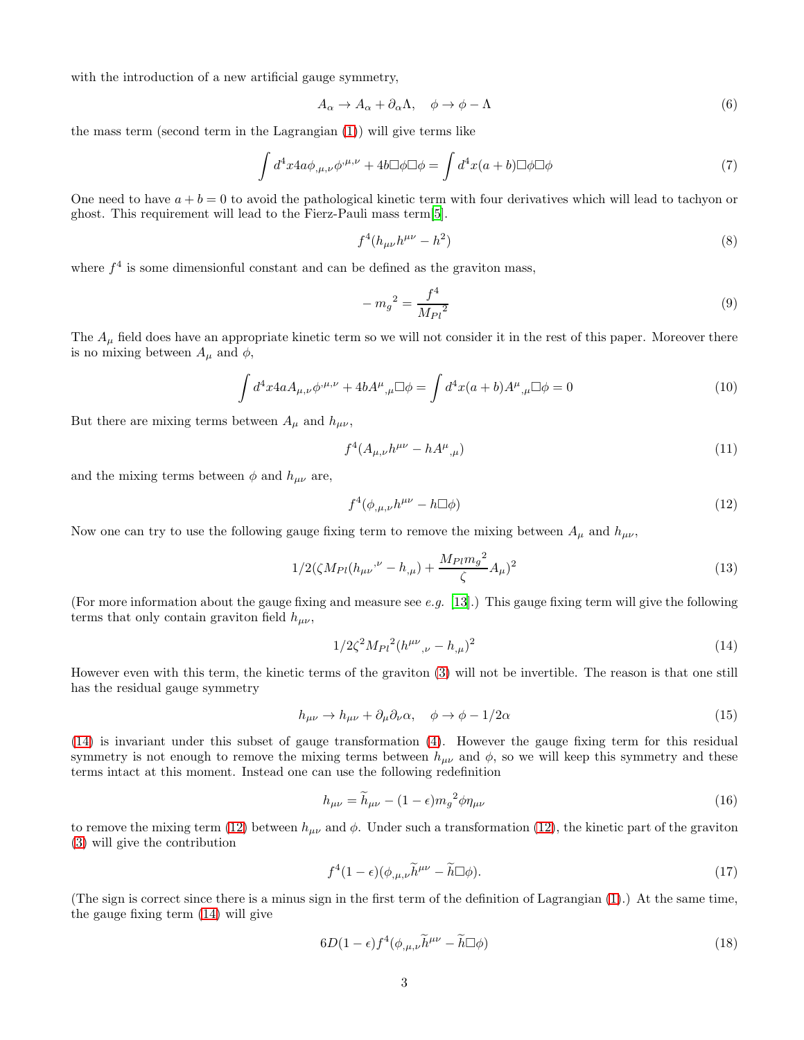with the introduction of a new artificial gauge symmetry,

$$A_\alpha \to A_\alpha + \partial_\alpha \Lambda, \quad \phi \to \phi - \Lambda \tag{6}$$

the mass term (second term in the Lagrangian (1)) will give terms like

$$\int d^4x 4a\phi_{,\mu,\nu}\phi^{,\mu,\nu} + 4b\Box\phi\Box\phi = \int d^4x(a+b)\Box\phi\Box\phi \tag{7}$$

One need to have $a+b=0$ to avoid the pathological kinetic term with four derivatives which will lead to tachyon or ghost. This requirement will lead to the Fierz-Pauli mass term[5].

$$f^4(h_{\mu\nu}h^{\mu\nu} - h^2) \tag{8}$$

where $f^4$ is some dimensionful constant and can be defined as the graviton mass,

$$-{m_g}^2 = \frac{f^4}{{M_{Pl}}^2} \tag{9}$$

The $A_\mu$ field does have an appropriate kinetic term so we will not consider it in the rest of this paper. Moreover there is no mixing between $A_\mu$ and $\phi$,

$$\int d^4x 4aA_{\mu,\nu}\phi^{,\mu,\nu} + 4b{A^\mu}_{,\mu}\Box\phi = \int d^4x(a+b){A^\mu}_{,\mu}\Box\phi = 0 \tag{10}$$

But there are mixing terms between $A_\mu$ and $h_{\mu\nu}$,

$$f^4(A_{\mu,\nu}h^{\mu\nu} - h{A^\mu}_{,\mu}) \tag{11}$$

and the mixing terms between $\phi$ and $h_{\mu\nu}$ are,

$$f^4(\phi_{,\mu,\nu}h^{\mu\nu} - h\Box\phi) \tag{12}$$

Now one can try to use the following gauge fixing term to remove the mixing between $A_\mu$ and $h_{\mu\nu}$,

$$1/2(\zeta M_{Pl}({h_{\mu\nu}}^{,\nu} - h_{,\mu}) + \frac{M_{Pl}{m_g}^2}{\zeta}A_\mu)^2 \tag{13}$$

(For more information about the gauge fixing and measure see *e.g.* [13].) This gauge fixing term will give the following terms that only contain graviton field $h_{\mu\nu}$,

$$1/2\zeta^2{M_{Pl}}^2({h^{\mu\nu}}_{,\nu} - h_{,\mu})^2 \tag{14}$$

However even with this term, the kinetic terms of the graviton (3) will not be invertible. The reason is that one still has the residual gauge symmetry

$$h_{\mu\nu} \to h_{\mu\nu} + \partial_\mu\partial_\nu\alpha, \quad \phi \to \phi - 1/2\alpha \tag{15}$$

(14) is invariant under this subset of gauge transformation (4). However the gauge fixing term for this residual symmetry is not enough to remove the mixing terms between $h_{\mu\nu}$ and $\phi$, so we will keep this symmetry and these terms intact at this moment. Instead one can use the following redefinition

$$h_{\mu\nu} = \widetilde{h}_{\mu\nu} - (1-\epsilon){m_g}^2\phi\eta_{\mu\nu} \tag{16}$$

to remove the mixing term (12) between $h_{\mu\nu}$ and $\phi$. Under such a transformation (12), the kinetic part of the graviton (3) will give the contribution

$$f^4(1-\epsilon)(\phi_{,\mu,\nu}\widetilde{h}^{\mu\nu} - \widetilde{h}\Box\phi). \tag{17}$$

(The sign is correct since there is a minus sign in the first term of the definition of Lagrangian (1).) At the same time, the gauge fixing term (14) will give

$$6D(1-\epsilon)f^4(\phi_{,\mu,\nu}\widetilde{h}^{\mu\nu} - \widetilde{h}\Box\phi) \tag{18}$$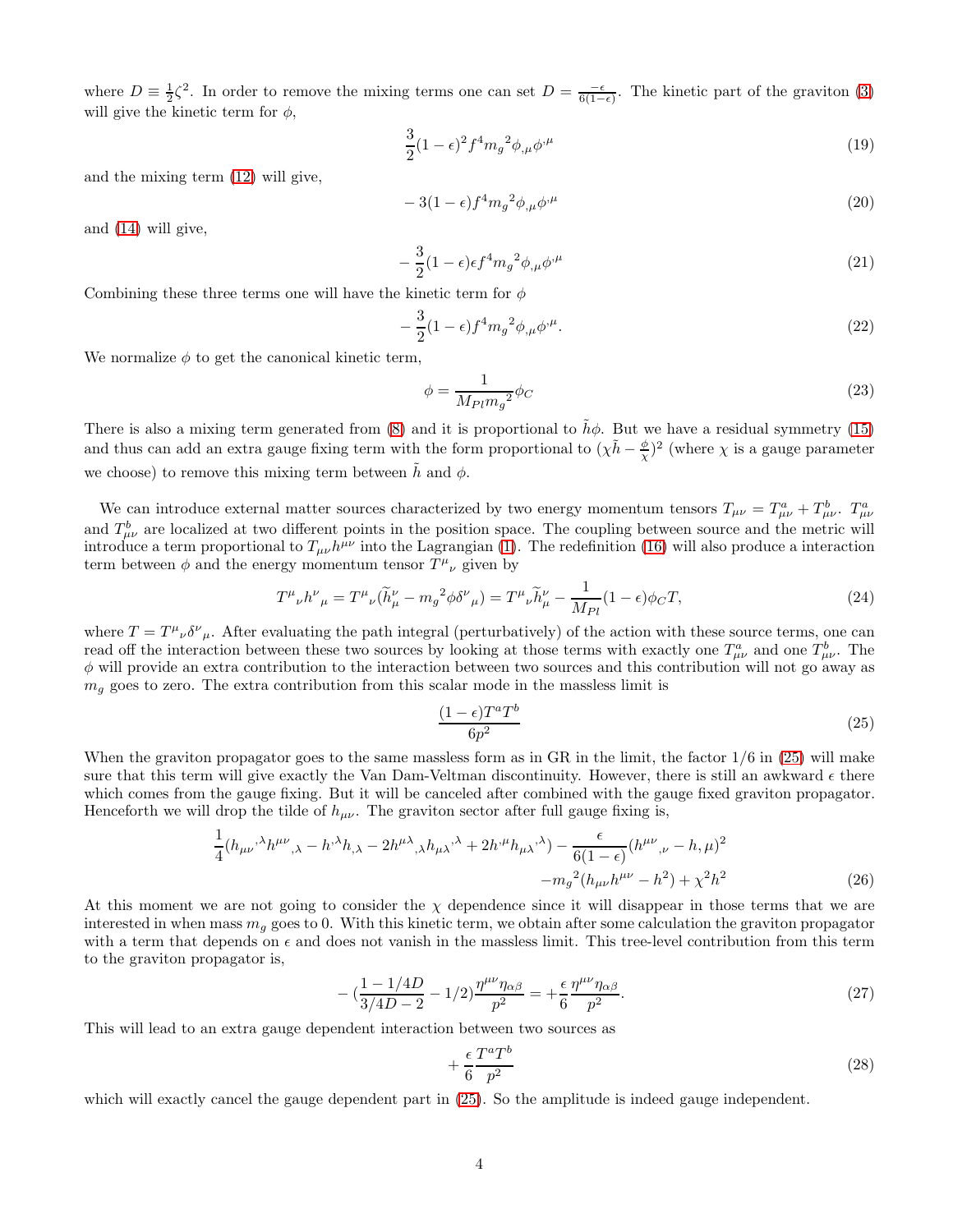where $D \equiv \frac{1}{2}\zeta^2$. In order to remove the mixing terms one can set $D = \frac{-\epsilon}{6(1-\epsilon)}$. The kinetic part of the graviton (3) will give the kinetic term for $\phi$,

$$\frac{3}{2}(1-\epsilon)^2 f^4 {m_g}^2 \phi_{,\mu}\phi^{,\mu} \tag{19}$$

and the mixing term (12) will give,

$$-3(1-\epsilon) f^4 {m_g}^2 \phi_{,\mu}\phi^{,\mu} \tag{20}$$

and (14) will give,

$$-\frac{3}{2}(1-\epsilon)\epsilon f^4 {m_g}^2 \phi_{,\mu}\phi^{,\mu} \tag{21}$$

Combining these three terms one will have the kinetic term for $\phi$

$$-\frac{3}{2}(1-\epsilon) f^4 {m_g}^2 \phi_{,\mu}\phi^{,\mu}. \tag{22}$$

We normalize $\phi$ to get the canonical kinetic term,

$$\phi = \frac{1}{M_{Pl}{m_g}^2}\phi_C \tag{23}$$

There is also a mixing term generated from (8) and it is proportional to $\tilde{h}\phi$. But we have a residual symmetry (15) and thus can add an extra gauge fixing term with the form proportional to $(\chi\tilde{h} - \frac{\phi}{\chi})^2$ (where $\chi$ is a gauge parameter we choose) to remove this mixing term between $\tilde{h}$ and $\phi$.

We can introduce external matter sources characterized by two energy momentum tensors $T_{\mu\nu} = T^a_{\mu\nu} + T^b_{\mu\nu}$. $T^a_{\mu\nu}$ and $T^b_{\mu\nu}$ are localized at two different points in the position space. The coupling between source and the metric will introduce a term proportional to $T_{\mu\nu}h^{\mu\nu}$ into the Lagrangian (1). The redefinition (16) will also produce a interaction term between $\phi$ and the energy momentum tensor $T^\mu{}_\nu$ given by

$$T^\mu{}_\nu h^\nu{}_\mu = T^\mu{}_\nu(\widetilde{h}^\nu_\mu - {m_g}^2\phi\delta^\nu{}_\mu) = T^\mu{}_\nu\widetilde{h}^\nu_\mu - \frac{1}{M_{Pl}}(1-\epsilon)\phi_C T, \tag{24}$$

where $T = T^\mu{}_\nu\delta^\nu{}_\mu$. After evaluating the path integral (perturbatively) of the action with these source terms, one can read off the interaction between these two sources by looking at those terms with exactly one $T^a_{\mu\nu}$ and one $T^b_{\mu\nu}$. The $\phi$ will provide an extra contribution to the interaction between two sources and this contribution will not go away as $m_g$ goes to zero. The extra contribution from this scalar mode in the massless limit is

$$\frac{(1-\epsilon)T^a T^b}{6p^2} \tag{25}$$

When the graviton propagator goes to the same massless form as in GR in the limit, the factor 1/6 in (25) will make sure that this term will give exactly the Van Dam-Veltman discontinuity. However, there is still an awkward $\epsilon$ there which comes from the gauge fixing. But it will be canceled after combined with the gauge fixed graviton propagator. Henceforth we will drop the tilde of $h_{\mu\nu}$. The graviton sector after full gauge fixing is,

$$\frac{1}{4}(h_{\mu\nu}{}^{,\lambda}h^{\mu\nu}{}_{,\lambda} - h^{,\lambda}h_{,\lambda} - 2h^{\mu\lambda}{}_{,\lambda}h_{\mu\lambda}{}^{,\lambda} + 2h^{,\mu}h_{\mu\lambda}{}^{,\lambda}) - \frac{\epsilon}{6(1-\epsilon)}(h^{\mu\nu}{}_{,\nu} - h_{,\mu})^2$$
$$-{m_g}^2(h_{\mu\nu}h^{\mu\nu} - h^2) + \chi^2 h^2 \tag{26}$$

At this moment we are not going to consider the $\chi$ dependence since it will disappear in those terms that we are interested in when mass $m_g$ goes to 0. With this kinetic term, we obtain after some calculation the graviton propagator with a term that depends on $\epsilon$ and does not vanish in the massless limit. This tree-level contribution from this term to the graviton propagator is,

$$-(\frac{1-1/4D}{3/4D-2} - 1/2)\frac{\eta^{\mu\nu}\eta_{\alpha\beta}}{p^2} = +\frac{\epsilon}{6}\frac{\eta^{\mu\nu}\eta_{\alpha\beta}}{p^2}. \tag{27}$$

This will lead to an extra gauge dependent interaction between two sources as

$$+\frac{\epsilon}{6}\frac{T^a T^b}{p^2} \tag{28}$$

which will exactly cancel the gauge dependent part in (25). So the amplitude is indeed gauge independent.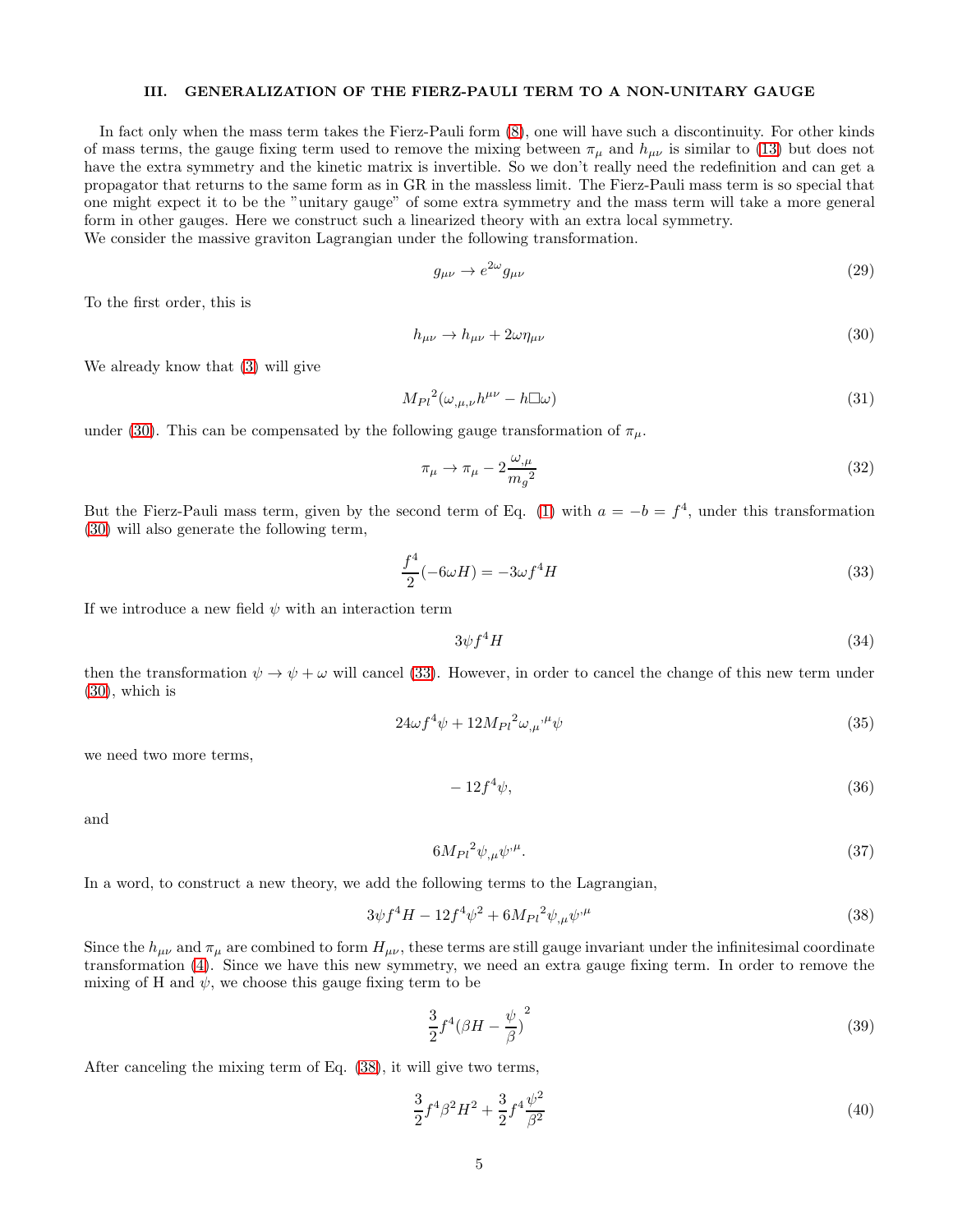### III. GENERALIZATION OF THE FIERZ-PAULI TERM TO A NON-UNITARY GAUGE

In fact only when the mass term takes the Fierz-Pauli form (8), one will have such a discontinuity. For other kinds of mass terms, the gauge fixing term used to remove the mixing between $\pi_\mu$ and $h_{\mu\nu}$ is similar to (13) but does not have the extra symmetry and the kinetic matrix is invertible. So we don't really need the redefinition and can get a propagator that returns to the same form as in GR in the massless limit. The Fierz-Pauli mass term is so special that one might expect it to be the "unitary gauge" of some extra symmetry and the mass term will take a more general form in other gauges. Here we construct such a linearized theory with an extra local symmetry.
We consider the massive graviton Lagrangian under the following transformation.

$$g_{\mu\nu} \rightarrow e^{2\omega} g_{\mu\nu} \tag{29}$$

To the first order, this is

$$h_{\mu\nu} \rightarrow h_{\mu\nu} + 2\omega\eta_{\mu\nu} \tag{30}$$

We already know that (3) will give

$${M_{Pl}}^2(\omega_{,\mu,\nu}h^{\mu\nu} - h\Box\omega) \tag{31}$$

under (30). This can be compensated by the following gauge transformation of $\pi_\mu$.

$$\pi_\mu \rightarrow \pi_\mu - 2\frac{\omega_{,\mu}}{{m_g}^2} \tag{32}$$

But the Fierz-Pauli mass term, given by the second term of Eq. (1) with $a = -b = f^4$, under this transformation (30) will also generate the following term,

$$\frac{f^4}{2}(-6\omega H) = -3\omega f^4 H \tag{33}$$

If we introduce a new field $\psi$ with an interaction term

$$3\psi f^4 H \tag{34}$$

then the transformation $\psi \rightarrow \psi + \omega$ will cancel (33). However, in order to cancel the change of this new term under (30), which is

$$24\omega f^4\psi + 12{M_{Pl}}^2{\omega_{,\mu}}^{,\mu}\psi \tag{35}$$

we need two more terms,

$$-12f^4\psi, \tag{36}$$

and

$$6{M_{Pl}}^2\psi_{,\mu}\psi^{,\mu}. \tag{37}$$

In a word, to construct a new theory, we add the following terms to the Lagrangian,

$$3\psi f^4 H - 12f^4\psi^2 + 6{M_{Pl}}^2\psi_{,\mu}\psi^{,\mu} \tag{38}$$

Since the $h_{\mu\nu}$ and $\pi_\mu$ are combined to form $H_{\mu\nu}$, these terms are still gauge invariant under the infinitesimal coordinate transformation (4). Since we have this new symmetry, we need an extra gauge fixing term. In order to remove the mixing of H and $\psi$, we choose this gauge fixing term to be

$$\frac{3}{2}f^4{(\beta H - \frac{\psi}{\beta})}^2 \tag{39}$$

After canceling the mixing term of Eq. (38), it will give two terms,

$$\frac{3}{2}f^4\beta^2H^2 + \frac{3}{2}f^4\frac{\psi^2}{\beta^2} \tag{40}$$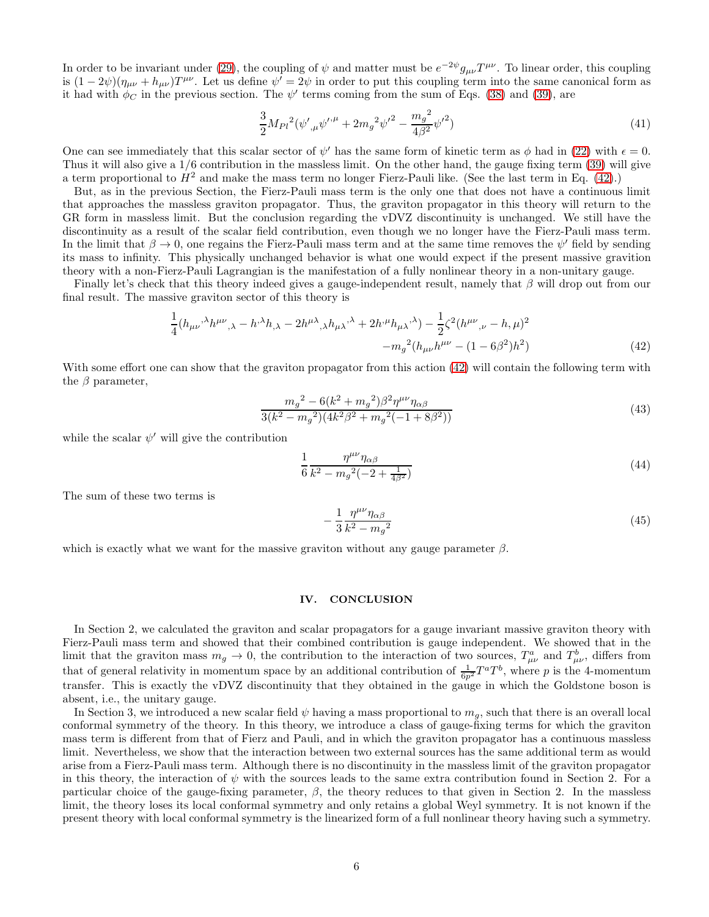In order to be invariant under (29), the coupling of $\psi$ and matter must be $e^{-2\psi}g_{\mu\nu}T^{\mu\nu}$. To linear order, this coupling is $(1-2\psi)(\eta_{\mu\nu}+h_{\mu\nu})T^{\mu\nu}$. Let us define $\psi' = 2\psi$ in order to put this coupling term into the same canonical form as it had with $\phi_C$ in the previous section. The $\psi'$ terms coming from the sum of Eqs. (38) and (39), are

$$
\frac{3}{2}{M_{Pl}}^2(\psi'_{,\mu}\psi'^{,\mu} + 2{m_g}^2\psi'^2 - \frac{{m_g}^2}{4\beta^2}\psi'^2) \tag{41}
$$

One can see immediately that this scalar sector of $\psi'$ has the same form of kinetic term as $\phi$ had in (22) with $\epsilon = 0$. Thus it will also give a $1/6$ contribution in the massless limit. On the other hand, the gauge fixing term (39) will give a term proportional to $H^2$ and make the mass term no longer Fierz-Pauli like. (See the last term in Eq. (42).)

But, as in the previous Section, the Fierz-Pauli mass term is the only one that does not have a continuous limit that approaches the massless graviton propagator. Thus, the graviton propagator in this theory will return to the GR form in massless limit. But the conclusion regarding the vDVZ discontinuity is unchanged. We still have the discontinuity as a result of the scalar field contribution, even though we no longer have the Fierz-Pauli mass term. In the limit that $\beta \to 0$, one regains the Fierz-Pauli mass term and at the same time removes the $\psi'$ field by sending its mass to infinity. This physically unchanged behavior is what one would expect if the present massive gravition theory with a non-Fierz-Pauli Lagrangian is the manifestation of a fully nonlinear theory in a non-unitary gauge.

Finally let's check that this theory indeed gives a gauge-independent result, namely that $\beta$ will drop out from our final result. The massive graviton sector of this theory is

$$
\begin{aligned}
\frac{1}{4}({h_{\mu\nu}}^{,\lambda}h^{\mu\nu}{}_{,\lambda} - h^{,\lambda}h_{,\lambda} - 2h^{\mu\lambda}{}_{,\lambda}{h_{\mu\lambda}}^{,\lambda} + 2h^{,\mu}{h_{\mu\lambda}}^{,\lambda}) - \frac{1}{2}\zeta^2(h^{\mu\nu}{}_{,\nu} - h_{,}\mu)^2 \\
-{m_g}^2(h_{\mu\nu}h^{\mu\nu} - (1-6\beta^2)h^2)
\end{aligned} \tag{42}
$$

With some effort one can show that the graviton propagator from this action (42) will contain the following term with the $\beta$ parameter,

$$
\frac{{m_g}^2 - 6(k^2+{m_g}^2)\beta^2\eta^{\mu\nu}\eta_{\alpha\beta}}{3(k^2-{m_g}^2)(4k^2\beta^2 + {m_g}^2(-1+8\beta^2))} \tag{43}
$$

while the scalar $\psi'$ will give the contribution

$$
\frac{1}{6}\frac{\eta^{\mu\nu}\eta_{\alpha\beta}}{k^2 - {m_g}^2(-2+\frac{1}{4\beta^2})} \tag{44}
$$

The sum of these two terms is

$$
-\frac{1}{3}\frac{\eta^{\mu\nu}\eta_{\alpha\beta}}{k^2 - {m_g}^2} \tag{45}
$$

which is exactly what we want for the massive graviton without any gauge parameter $\beta$.

## IV. CONCLUSION

In Section 2, we calculated the graviton and scalar propagators for a gauge invariant massive graviton theory with Fierz-Pauli mass term and showed that their combined contribution is gauge independent. We showed that in the limit that the graviton mass $m_g \to 0$, the contribution to the interaction of two sources, $T^a_{\mu\nu}$ and $T^b_{\mu\nu}$, differs from that of general relativity in momentum space by an additional contribution of $\frac{1}{6p^2}T^aT^b$, where $p$ is the 4-momentum transfer. This is exactly the vDVZ discontinuity that they obtained in the gauge in which the Goldstone boson is absent, i.e., the unitary gauge.

In Section 3, we introduced a new scalar field $\psi$ having a mass proportional to $m_g$, such that there is an overall local conformal symmetry of the theory. In this theory, we introduce a class of gauge-fixing terms for which the graviton mass term is different from that of Fierz and Pauli, and in which the graviton propagator has a continuous massless limit. Nevertheless, we show that the interaction between two external sources has the same additional term as would arise from a Fierz-Pauli mass term. Although there is no discontinuity in the massless limit of the graviton propagator in this theory, the interaction of $\psi$ with the sources leads to the same extra contribution found in Section 2. For a particular choice of the gauge-fixing parameter, $\beta$, the theory reduces to that given in Section 2. In the massless limit, the theory loses its local conformal symmetry and only retains a global Weyl symmetry. It is not known if the present theory with local conformal symmetry is the linearized form of a full nonlinear theory having such a symmetry.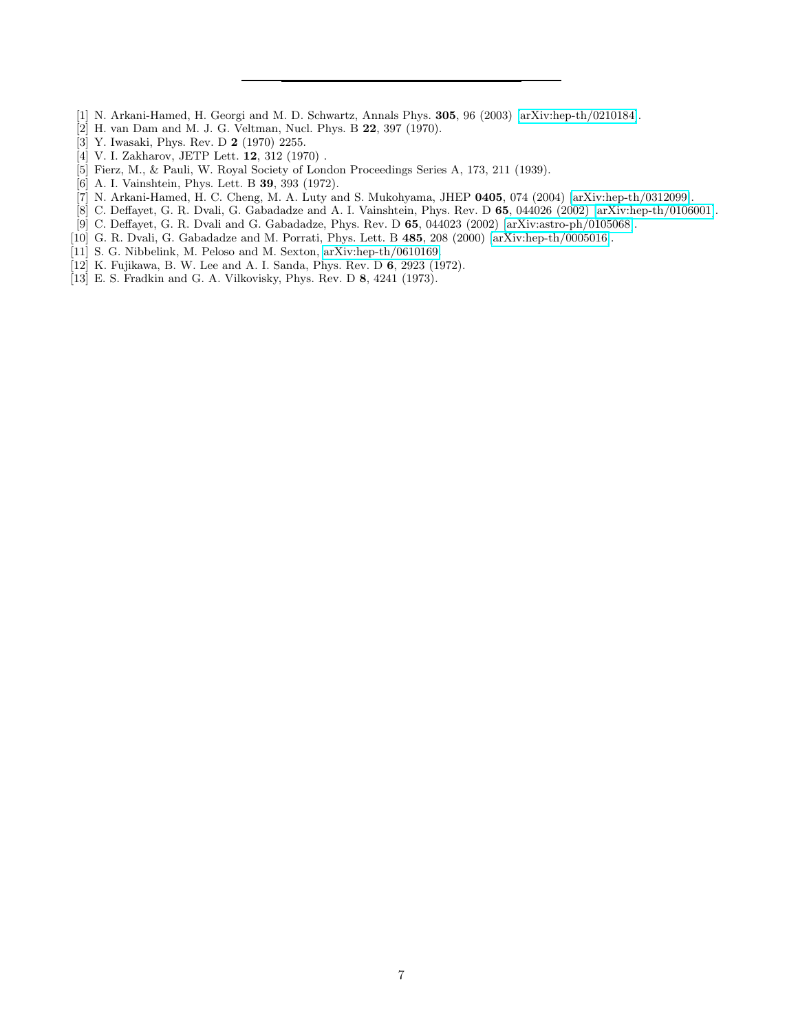---

[1] N. Arkani-Hamed, H. Georgi and M. D. Schwartz, Annals Phys. **305**, 96 (2003) [arXiv:hep-th/0210184].

[2] H. van Dam and M. J. G. Veltman, Nucl. Phys. B **22**, 397 (1970).

[3] Y. Iwasaki, Phys. Rev. D **2** (1970) 2255.

[4] V. I. Zakharov, JETP Lett. **12**, 312 (1970) .

[5] Fierz, M., & Pauli, W. Royal Society of London Proceedings Series A, 173, 211 (1939).

[6] A. I. Vainshtein, Phys. Lett. B **39**, 393 (1972).

[7] N. Arkani-Hamed, H. C. Cheng, M. A. Luty and S. Mukohyama, JHEP **0405**, 074 (2004) [arXiv:hep-th/0312099].

[8] C. Deffayet, G. R. Dvali, G. Gabadadze and A. I. Vainshtein, Phys. Rev. D **65**, 044026 (2002) [arXiv:hep-th/0106001].

[9] C. Deffayet, G. R. Dvali and G. Gabadadze, Phys. Rev. D **65**, 044023 (2002) [arXiv:astro-ph/0105068].

[10] G. R. Dvali, G. Gabadadze and M. Porrati, Phys. Lett. B **485**, 208 (2000) [arXiv:hep-th/0005016].

[11] S. G. Nibbelink, M. Peloso and M. Sexton, arXiv:hep-th/0610169.

[12] K. Fujikawa, B. W. Lee and A. I. Sanda, Phys. Rev. D **6**, 2923 (1972).

[13] E. S. Fradkin and G. A. Vilkovisky, Phys. Rev. D **8**, 4241 (1973).